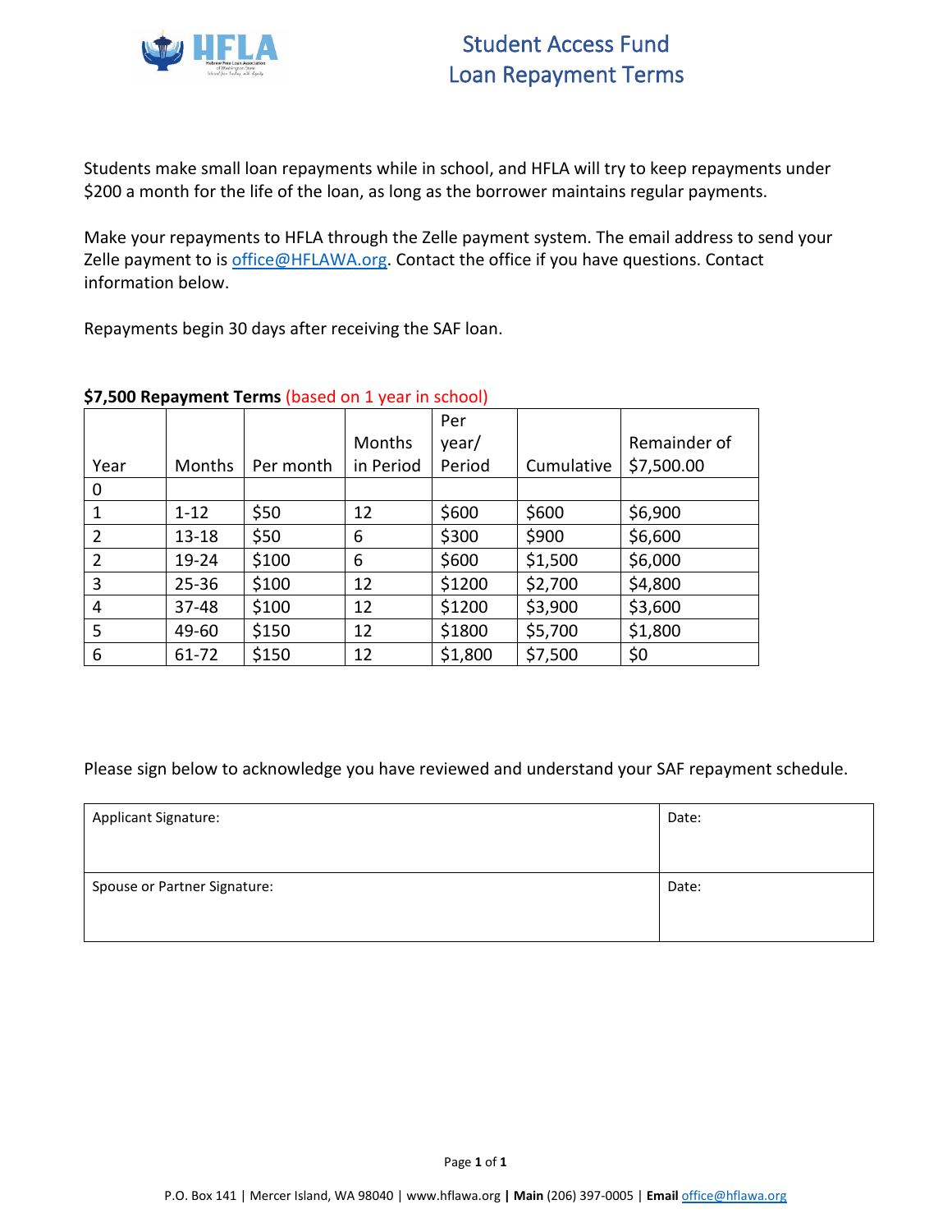# Student Access Fund
# Loan Repayment Terms

Students make small loan repayments while in school, and HFLA will try to keep repayments under $200 a month for the life of the loan, as long as the borrower maintains regular payments.

Make your repayments to HFLA through the Zelle payment system. The email address to send your Zelle payment to is office@HFLAWA.org. Contact the office if you have questions. Contact information below.

Repayments begin 30 days after receiving the SAF loan.

**$7,500 Repayment Terms** (based on 1 year in school)

| Year | Months | Per month | Months in Period | Per year/ Period | Cumulative | Remainder of $7,500.00 |
|---|---|---|---|---|---|---|
| 0 | | | | | | |
| 1 | 1-12 | $50 | 12 | $600 | $600 | $6,900 |
| 2 | 13-18 | $50 | 6 | $300 | $900 | $6,600 |
| 2 | 19-24 | $100 | 6 | $600 | $1,500 | $6,000 |
| 3 | 25-36 | $100 | 12 | $1200 | $2,700 | $4,800 |
| 4 | 37-48 | $100 | 12 | $1200 | $3,900 | $3,600 |
| 5 | 49-60 | $150 | 12 | $1800 | $5,700 | $1,800 |
| 6 | 61-72 | $150 | 12 | $1,800 | $7,500 | $0 |

Please sign below to acknowledge you have reviewed and understand your SAF repayment schedule.

| Applicant Signature: | Date: |
|---|---|
| Spouse or Partner Signature: | Date: |

P.O. Box 141 | Mercer Island, WA 98040 | www.hflawa.org | **Main** (206) 397-0005 | **Email** office@hflawa.org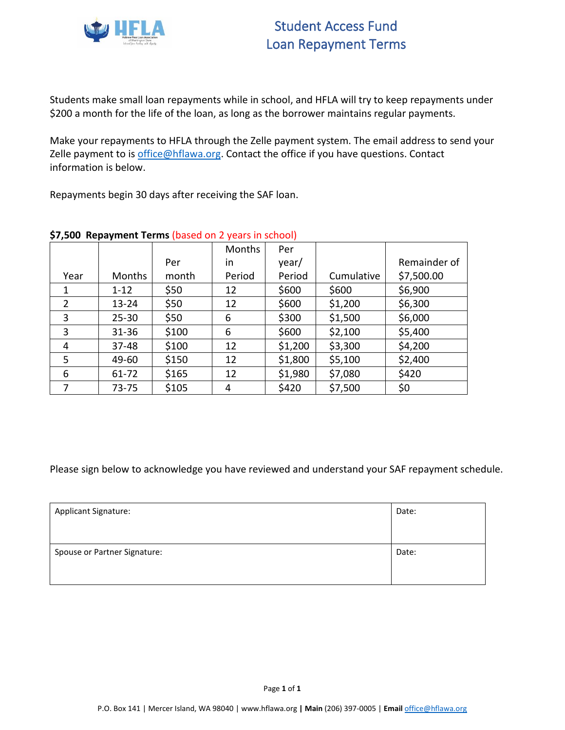# Student Access Fund
# Loan Repayment Terms

Students make small loan repayments while in school, and HFLA will try to keep repayments under $200 a month for the life of the loan, as long as the borrower maintains regular payments.

Make your repayments to HFLA through the Zelle payment system. The email address to send your Zelle payment to is office@hflawa.org. Contact the office if you have questions. Contact information is below.

Repayments begin 30 days after receiving the SAF loan.

**$7,500 Repayment Terms** (based on 2 years in school)

| Year | Months | Per month | Months in Period | Per year/ Period | Cumulative | Remainder of $7,500.00 |
|---|---|---|---|---|---|---|
| 1 | 1-12 | $50 | 12 | $600 | $600 | $6,900 |
| 2 | 13-24 | $50 | 12 | $600 | $1,200 | $6,300 |
| 3 | 25-30 | $50 | 6 | $300 | $1,500 | $6,000 |
| 3 | 31-36 | $100 | 6 | $600 | $2,100 | $5,400 |
| 4 | 37-48 | $100 | 12 | $1,200 | $3,300 | $4,200 |
| 5 | 49-60 | $150 | 12 | $1,800 | $5,100 | $2,400 |
| 6 | 61-72 | $165 | 12 | $1,980 | $7,080 | $420 |
| 7 | 73-75 | $105 | 4 | $420 | $7,500 | $0 |

Please sign below to acknowledge you have reviewed and understand your SAF repayment schedule.

| Applicant Signature: | Date: |
|---|---|
| Spouse or Partner Signature: | Date: |

P.O. Box 141 | Mercer Island, WA 98040 | www.hflawa.org | **Main** (206) 397-0005 | **Email** office@hflawa.org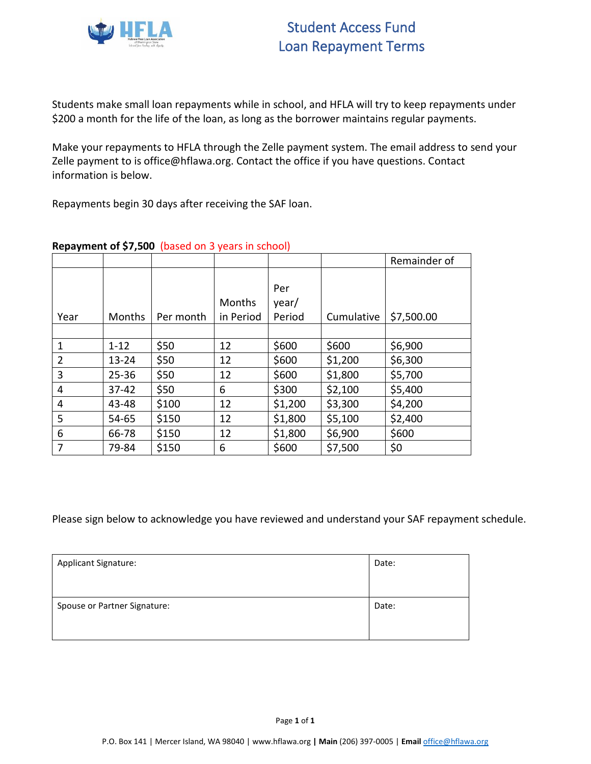# Student Access Fund
# Loan Repayment Terms

Students make small loan repayments while in school, and HFLA will try to keep repayments under $200 a month for the life of the loan, as long as the borrower maintains regular payments.

Make your repayments to HFLA through the Zelle payment system. The email address to send your Zelle payment to is office@hflawa.org. Contact the office if you have questions. Contact information is below.

Repayments begin 30 days after receiving the SAF loan.

**Repayment of $7,500** (based on 3 years in school)

| Year | Months | Per month | Months in Period | Per year/ Period | Cumulative | Remainder of $7,500.00 |
|---|---|---|---|---|---|---|
| | | | | | | |
| 1 | 1-12 | $50 | 12 | $600 | $600 | $6,900 |
| 2 | 13-24 | $50 | 12 | $600 | $1,200 | $6,300 |
| 3 | 25-36 | $50 | 12 | $600 | $1,800 | $5,700 |
| 4 | 37-42 | $50 | 6 | $300 | $2,100 | $5,400 |
| 4 | 43-48 | $100 | 12 | $1,200 | $3,300 | $4,200 |
| 5 | 54-65 | $150 | 12 | $1,800 | $5,100 | $2,400 |
| 6 | 66-78 | $150 | 12 | $1,800 | $6,900 | $600 |
| 7 | 79-84 | $150 | 6 | $600 | $7,500 | $0 |

Please sign below to acknowledge you have reviewed and understand your SAF repayment schedule.

| Applicant Signature: | Date: |
|---|---|
| Spouse or Partner Signature: | Date: |

P.O. Box 141 | Mercer Island, WA 98040 | www.hflawa.org | **Main** (206) 397-0005 | **Email** office@hflawa.org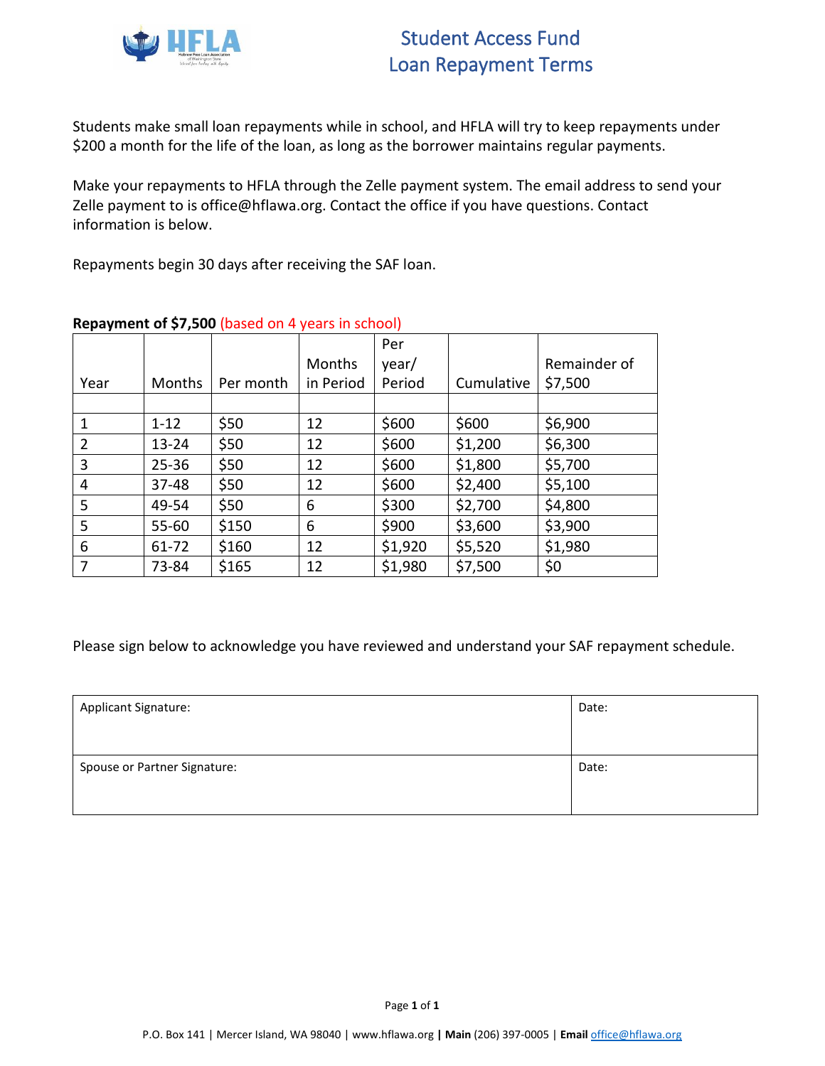# Student Access Fund
## Loan Repayment Terms

Students make small loan repayments while in school, and HFLA will try to keep repayments under $200 a month for the life of the loan, as long as the borrower maintains regular payments.

Make your repayments to HFLA through the Zelle payment system. The email address to send your Zelle payment to is office@hflawa.org. Contact the office if you have questions. Contact information is below.

Repayments begin 30 days after receiving the SAF loan.

**Repayment of $7,500** (based on 4 years in school)

| Year | Months | Per month | Months in Period | Per year/ Period | Cumulative | Remainder of $7,500 |
|---|---|---|---|---|---|---|
| | | | | | | |
| 1 | 1-12 | $50 | 12 | $600 | $600 | $6,900 |
| 2 | 13-24 | $50 | 12 | $600 | $1,200 | $6,300 |
| 3 | 25-36 | $50 | 12 | $600 | $1,800 | $5,700 |
| 4 | 37-48 | $50 | 12 | $600 | $2,400 | $5,100 |
| 5 | 49-54 | $50 | 6 | $300 | $2,700 | $4,800 |
| 5 | 55-60 | $150 | 6 | $900 | $3,600 | $3,900 |
| 6 | 61-72 | $160 | 12 | $1,920 | $5,520 | $1,980 |
| 7 | 73-84 | $165 | 12 | $1,980 | $7,500 | $0 |

Please sign below to acknowledge you have reviewed and understand your SAF repayment schedule.

| | |
|---|---|
| Applicant Signature: | Date: |
| Spouse or Partner Signature: | Date: |

P.O. Box 141 | Mercer Island, WA 98040 | www.hflawa.org | **Main** (206) 397-0005 | **Email** office@hflawa.org